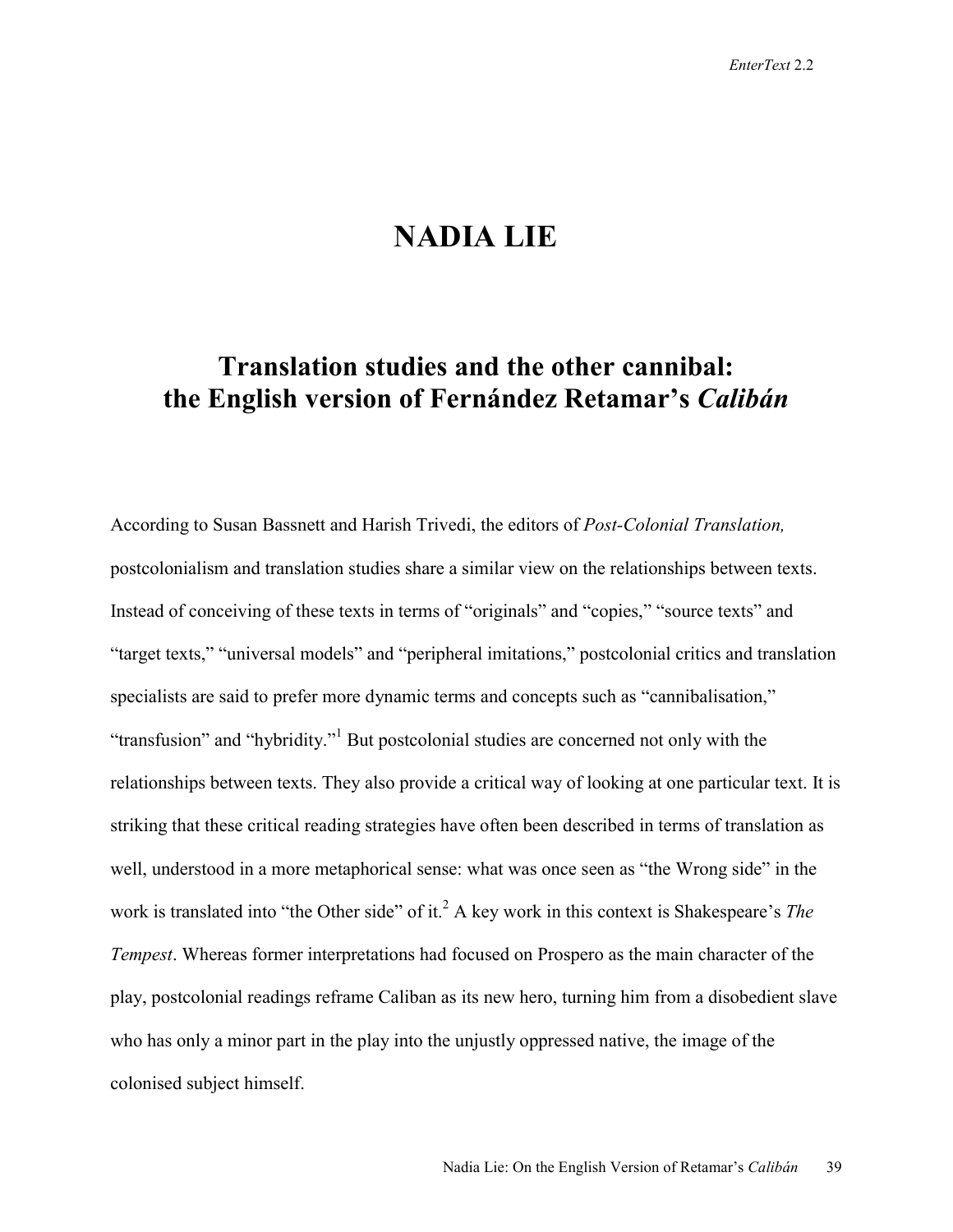# NADIA LIE

## Translation studies and the other cannibal: the English version of Fernández Retamar's *Calibán*

According to Susan Bassnett and Harish Trivedi, the editors of *Post-Colonial Translation,* postcolonialism and translation studies share a similar view on the relationships between texts. Instead of conceiving of these texts in terms of "originals" and "copies," "source texts" and "target texts," "universal models" and "peripheral imitations," postcolonial critics and translation specialists are said to prefer more dynamic terms and concepts such as "cannibalisation," "transfusion" and "hybridity."[1] But postcolonial studies are concerned not only with the relationships between texts. They also provide a critical way of looking at one particular text. It is striking that these critical reading strategies have often been described in terms of translation as well, understood in a more metaphorical sense: what was once seen as "the Wrong side" in the work is translated into "the Other side" of it.[2] A key work in this context is Shakespeare's *The Tempest*. Whereas former interpretations had focused on Prospero as the main character of the play, postcolonial readings reframe Caliban as its new hero, turning him from a disobedient slave who has only a minor part in the play into the unjustly oppressed native, the image of the colonised subject himself.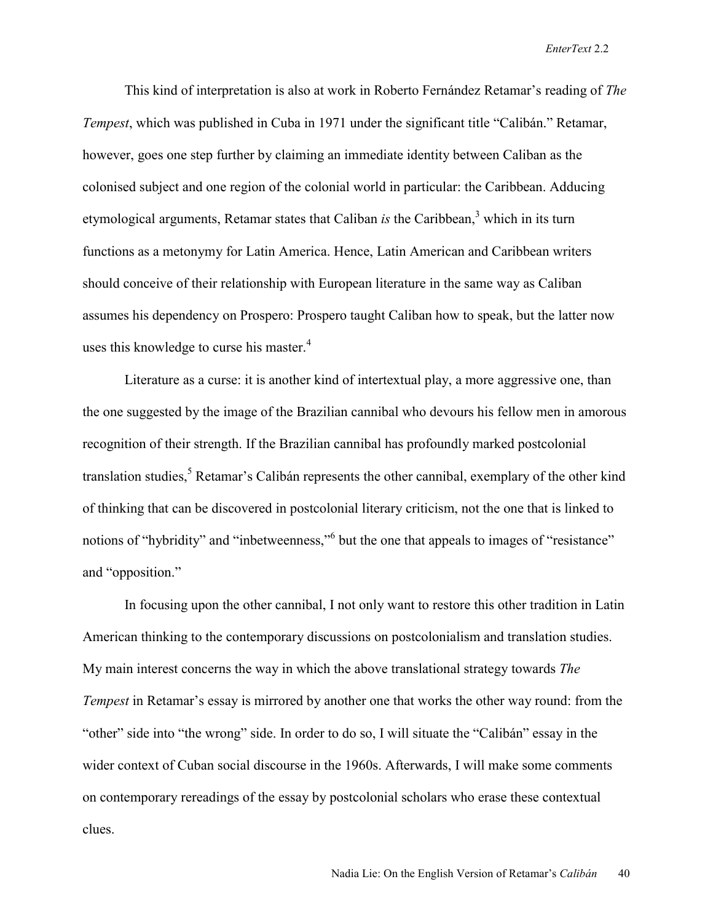This kind of interpretation is also at work in Roberto Fernández Retamar's reading of *The Tempest*, which was published in Cuba in 1971 under the significant title "Calibán." Retamar, however, goes one step further by claiming an immediate identity between Caliban as the colonised subject and one region of the colonial world in particular: the Caribbean. Adducing etymological arguments, Retamar states that Caliban *is* the Caribbean,[3] which in its turn functions as a metonymy for Latin America. Hence, Latin American and Caribbean writers should conceive of their relationship with European literature in the same way as Caliban assumes his dependency on Prospero: Prospero taught Caliban how to speak, but the latter now uses this knowledge to curse his master.[4]

Literature as a curse: it is another kind of intertextual play, a more aggressive one, than the one suggested by the image of the Brazilian cannibal who devours his fellow men in amorous recognition of their strength. If the Brazilian cannibal has profoundly marked postcolonial translation studies,[5] Retamar's Calibán represents the other cannibal, exemplary of the other kind of thinking that can be discovered in postcolonial literary criticism, not the one that is linked to notions of "hybridity" and "inbetweenness,"[6] but the one that appeals to images of "resistance" and "opposition."

In focusing upon the other cannibal, I not only want to restore this other tradition in Latin American thinking to the contemporary discussions on postcolonialism and translation studies. My main interest concerns the way in which the above translational strategy towards *The Tempest* in Retamar's essay is mirrored by another one that works the other way round: from the "other" side into "the wrong" side. In order to do so, I will situate the "Calibán" essay in the wider context of Cuban social discourse in the 1960s. Afterwards, I will make some comments on contemporary rereadings of the essay by postcolonial scholars who erase these contextual clues.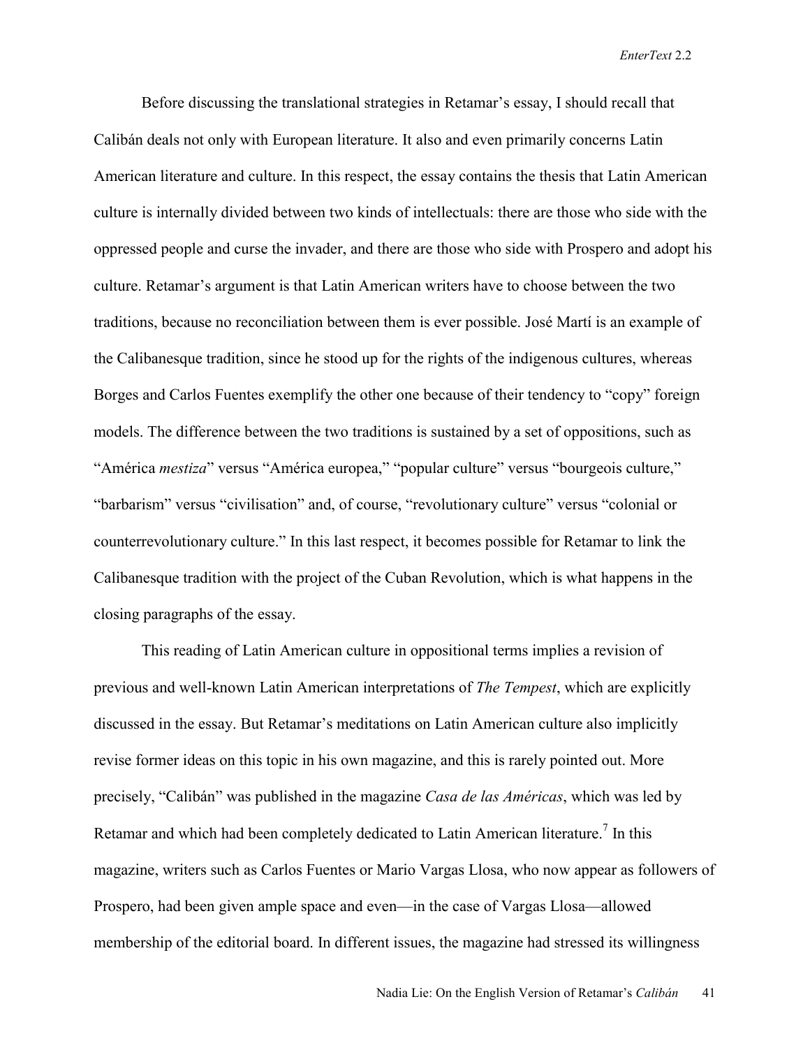Before discussing the translational strategies in Retamar's essay, I should recall that Calibán deals not only with European literature. It also and even primarily concerns Latin American literature and culture. In this respect, the essay contains the thesis that Latin American culture is internally divided between two kinds of intellectuals: there are those who side with the oppressed people and curse the invader, and there are those who side with Prospero and adopt his culture. Retamar's argument is that Latin American writers have to choose between the two traditions, because no reconciliation between them is ever possible. José Martí is an example of the Calibanesque tradition, since he stood up for the rights of the indigenous cultures, whereas Borges and Carlos Fuentes exemplify the other one because of their tendency to "copy" foreign models. The difference between the two traditions is sustained by a set of oppositions, such as "América *mestiza*" versus "América europea," "popular culture" versus "bourgeois culture," "barbarism" versus "civilisation" and, of course, "revolutionary culture" versus "colonial or counterrevolutionary culture." In this last respect, it becomes possible for Retamar to link the Calibanesque tradition with the project of the Cuban Revolution, which is what happens in the closing paragraphs of the essay.

This reading of Latin American culture in oppositional terms implies a revision of previous and well-known Latin American interpretations of *The Tempest*, which are explicitly discussed in the essay. But Retamar's meditations on Latin American culture also implicitly revise former ideas on this topic in his own magazine, and this is rarely pointed out. More precisely, "Calibán" was published in the magazine *Casa de las Américas*, which was led by Retamar and which had been completely dedicated to Latin American literature.[7] In this magazine, writers such as Carlos Fuentes or Mario Vargas Llosa, who now appear as followers of Prospero, had been given ample space and even—in the case of Vargas Llosa—allowed membership of the editorial board. In different issues, the magazine had stressed its willingness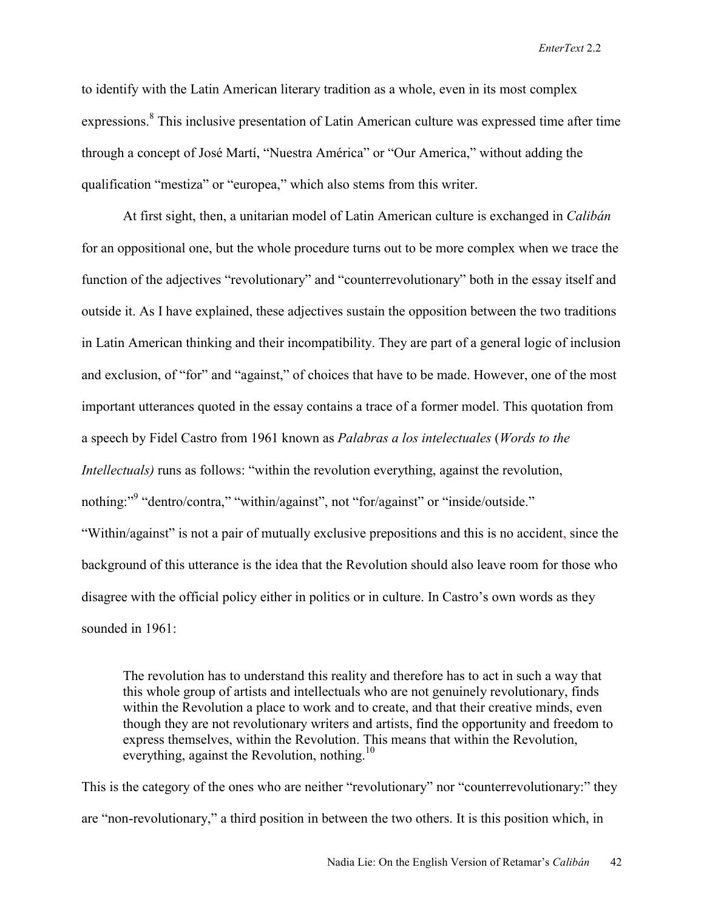to identify with the Latin American literary tradition as a whole, even in its most complex expressions.[8] This inclusive presentation of Latin American culture was expressed time after time through a concept of José Martí, "Nuestra América" or "Our America," without adding the qualification "mestiza" or "europea," which also stems from this writer.

At first sight, then, a unitarian model of Latin American culture is exchanged in *Calibán* for an oppositional one, but the whole procedure turns out to be more complex when we trace the function of the adjectives "revolutionary" and "counterrevolutionary" both in the essay itself and outside it. As I have explained, these adjectives sustain the opposition between the two traditions in Latin American thinking and their incompatibility. They are part of a general logic of inclusion and exclusion, of "for" and "against," of choices that have to be made. However, one of the most important utterances quoted in the essay contains a trace of a former model. This quotation from a speech by Fidel Castro from 1961 known as *Palabras a los intelectuales* (*Words to the Intellectuals)* runs as follows: "within the revolution everything, against the revolution, nothing:"[9] "dentro/contra," "within/against", not "for/against" or "inside/outside." "Within/against" is not a pair of mutually exclusive prepositions and this is no accident, since the background of this utterance is the idea that the Revolution should also leave room for those who disagree with the official policy either in politics or in culture. In Castro's own words as they sounded in 1961:

> The revolution has to understand this reality and therefore has to act in such a way that this whole group of artists and intellectuals who are not genuinely revolutionary, finds within the Revolution a place to work and to create, and that their creative minds, even though they are not revolutionary writers and artists, find the opportunity and freedom to express themselves, within the Revolution. This means that within the Revolution, everything, against the Revolution, nothing.[10]

This is the category of the ones who are neither "revolutionary" nor "counterrevolutionary:" they are "non-revolutionary," a third position in between the two others. It is this position which, in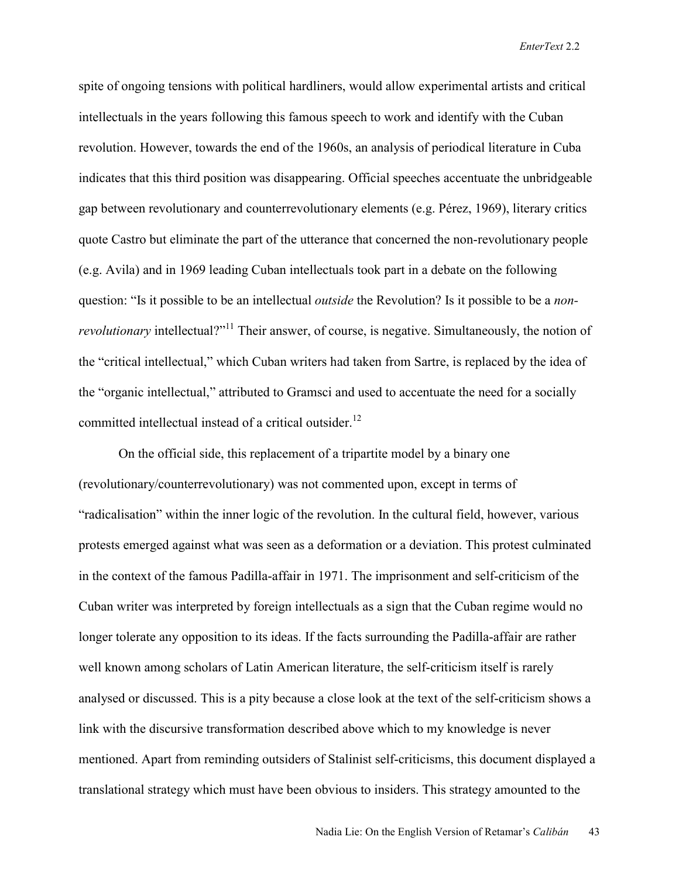spite of ongoing tensions with political hardliners, would allow experimental artists and critical intellectuals in the years following this famous speech to work and identify with the Cuban revolution. However, towards the end of the 1960s, an analysis of periodical literature in Cuba indicates that this third position was disappearing. Official speeches accentuate the unbridgeable gap between revolutionary and counterrevolutionary elements (e.g. Pérez, 1969), literary critics quote Castro but eliminate the part of the utterance that concerned the non-revolutionary people (e.g. Avila) and in 1969 leading Cuban intellectuals took part in a debate on the following question: "Is it possible to be an intellectual *outside* the Revolution? Is it possible to be a *non-revolutionary* intellectual?"[11] Their answer, of course, is negative. Simultaneously, the notion of the "critical intellectual," which Cuban writers had taken from Sartre, is replaced by the idea of the "organic intellectual," attributed to Gramsci and used to accentuate the need for a socially committed intellectual instead of a critical outsider.[12]

On the official side, this replacement of a tripartite model by a binary one (revolutionary/counterrevolutionary) was not commented upon, except in terms of "radicalisation" within the inner logic of the revolution. In the cultural field, however, various protests emerged against what was seen as a deformation or a deviation. This protest culminated in the context of the famous Padilla-affair in 1971. The imprisonment and self-criticism of the Cuban writer was interpreted by foreign intellectuals as a sign that the Cuban regime would no longer tolerate any opposition to its ideas. If the facts surrounding the Padilla-affair are rather well known among scholars of Latin American literature, the self-criticism itself is rarely analysed or discussed. This is a pity because a close look at the text of the self-criticism shows a link with the discursive transformation described above which to my knowledge is never mentioned. Apart from reminding outsiders of Stalinist self-criticisms, this document displayed a translational strategy which must have been obvious to insiders. This strategy amounted to the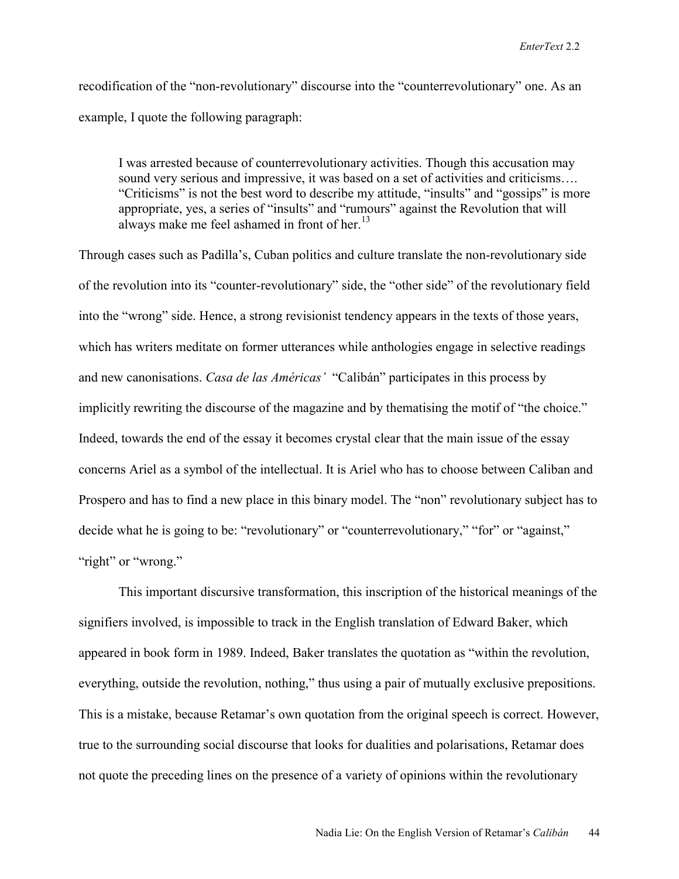recodification of the "non-revolutionary" discourse into the "counterrevolutionary" one. As an example, I quote the following paragraph:

> I was arrested because of counterrevolutionary activities. Though this accusation may sound very serious and impressive, it was based on a set of activities and criticisms…. "Criticisms" is not the best word to describe my attitude, "insults" and "gossips" is more appropriate, yes, a series of "insults" and "rumours" against the Revolution that will always make me feel ashamed in front of her.[13]

Through cases such as Padilla's, Cuban politics and culture translate the non-revolutionary side of the revolution into its "counter-revolutionary" side, the "other side" of the revolutionary field into the "wrong" side. Hence, a strong revisionist tendency appears in the texts of those years, which has writers meditate on former utterances while anthologies engage in selective readings and new canonisations. *Casa de las Américas'* "Calibán" participates in this process by implicitly rewriting the discourse of the magazine and by thematising the motif of "the choice." Indeed, towards the end of the essay it becomes crystal clear that the main issue of the essay concerns Ariel as a symbol of the intellectual. It is Ariel who has to choose between Caliban and Prospero and has to find a new place in this binary model. The "non" revolutionary subject has to decide what he is going to be: "revolutionary" or "counterrevolutionary," "for" or "against," "right" or "wrong."

This important discursive transformation, this inscription of the historical meanings of the signifiers involved, is impossible to track in the English translation of Edward Baker, which appeared in book form in 1989. Indeed, Baker translates the quotation as "within the revolution, everything, outside the revolution, nothing," thus using a pair of mutually exclusive prepositions. This is a mistake, because Retamar's own quotation from the original speech is correct. However, true to the surrounding social discourse that looks for dualities and polarisations, Retamar does not quote the preceding lines on the presence of a variety of opinions within the revolutionary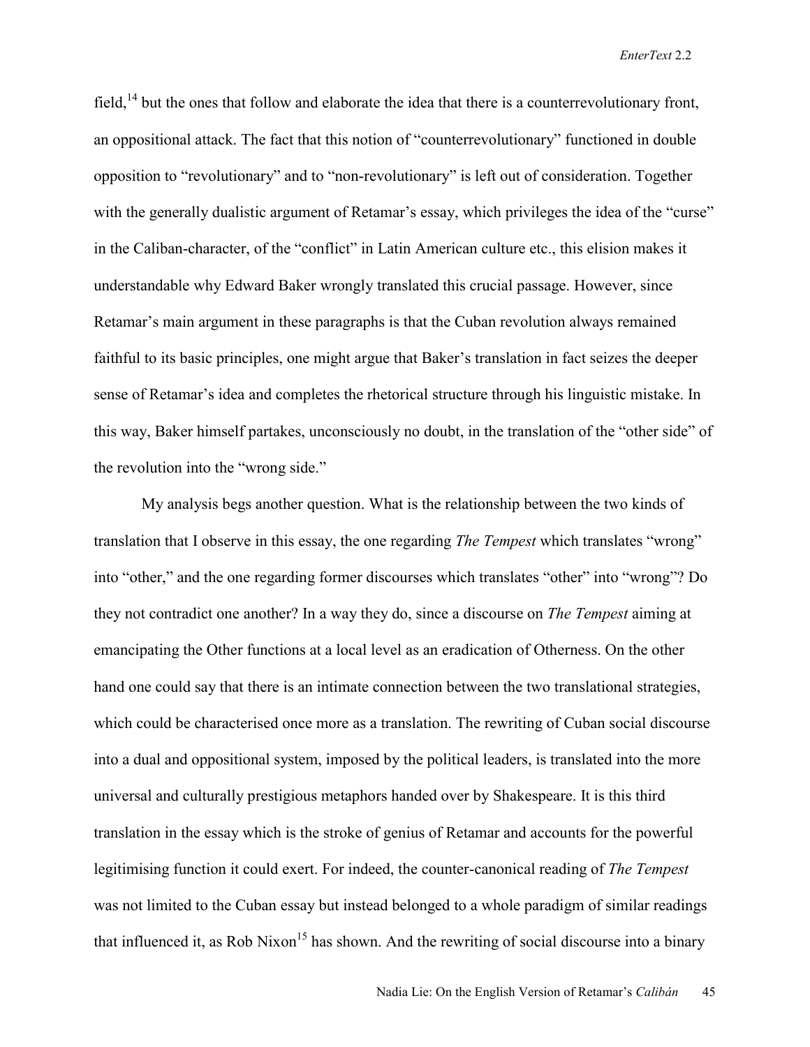field,[14] but the ones that follow and elaborate the idea that there is a counterrevolutionary front, an oppositional attack. The fact that this notion of "counterrevolutionary" functioned in double opposition to "revolutionary" and to "non-revolutionary" is left out of consideration. Together with the generally dualistic argument of Retamar's essay, which privileges the idea of the "curse" in the Caliban-character, of the "conflict" in Latin American culture etc., this elision makes it understandable why Edward Baker wrongly translated this crucial passage. However, since Retamar's main argument in these paragraphs is that the Cuban revolution always remained faithful to its basic principles, one might argue that Baker's translation in fact seizes the deeper sense of Retamar's idea and completes the rhetorical structure through his linguistic mistake. In this way, Baker himself partakes, unconsciously no doubt, in the translation of the "other side" of the revolution into the "wrong side."

My analysis begs another question. What is the relationship between the two kinds of translation that I observe in this essay, the one regarding *The Tempest* which translates "wrong" into "other," and the one regarding former discourses which translates "other" into "wrong"? Do they not contradict one another? In a way they do, since a discourse on *The Tempest* aiming at emancipating the Other functions at a local level as an eradication of Otherness. On the other hand one could say that there is an intimate connection between the two translational strategies, which could be characterised once more as a translation. The rewriting of Cuban social discourse into a dual and oppositional system, imposed by the political leaders, is translated into the more universal and culturally prestigious metaphors handed over by Shakespeare. It is this third translation in the essay which is the stroke of genius of Retamar and accounts for the powerful legitimising function it could exert. For indeed, the counter-canonical reading of *The Tempest* was not limited to the Cuban essay but instead belonged to a whole paradigm of similar readings that influenced it, as Rob Nixon[15] has shown. And the rewriting of social discourse into a binary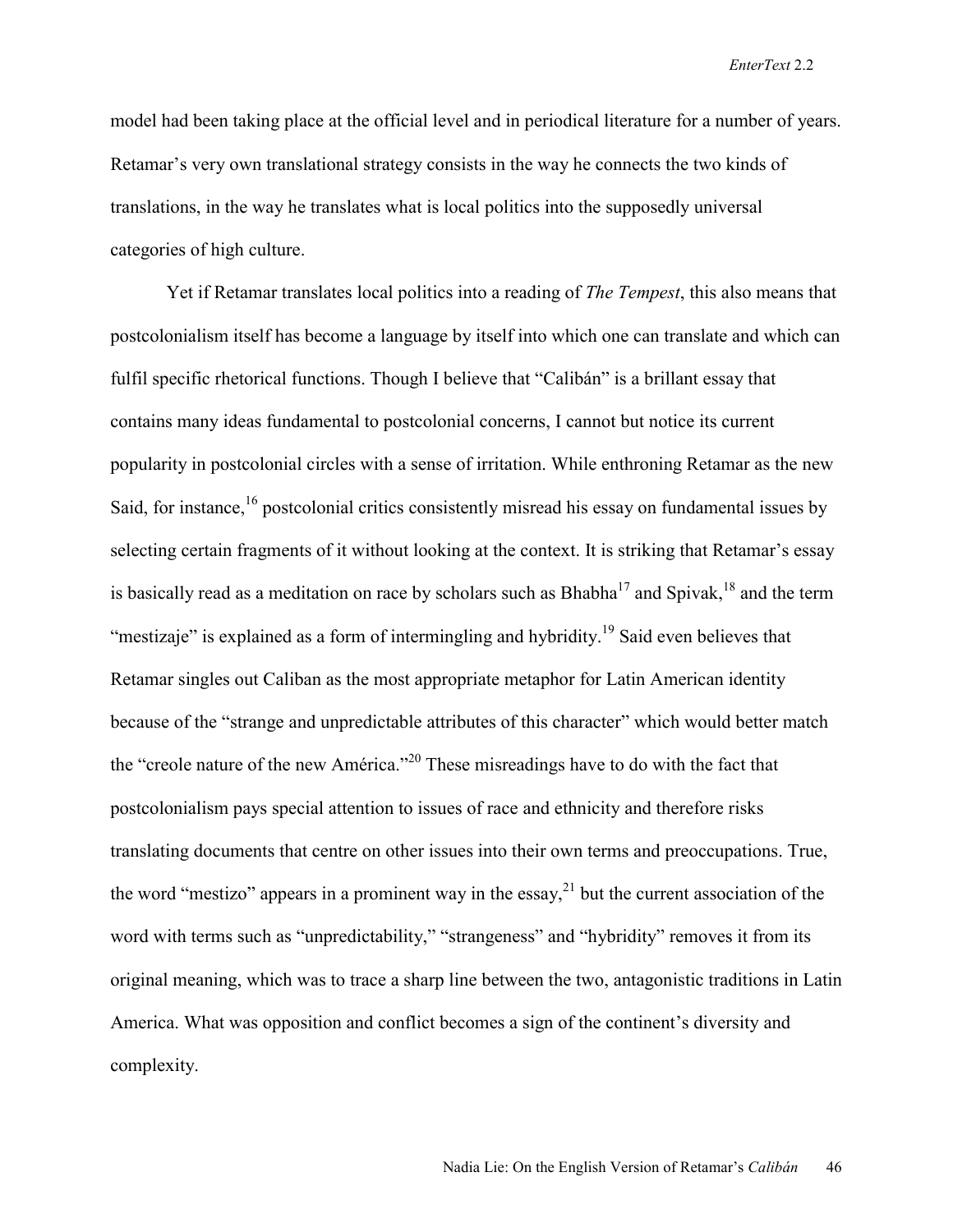model had been taking place at the official level and in periodical literature for a number of years. Retamar's very own translational strategy consists in the way he connects the two kinds of translations, in the way he translates what is local politics into the supposedly universal categories of high culture.

Yet if Retamar translates local politics into a reading of *The Tempest*, this also means that postcolonialism itself has become a language by itself into which one can translate and which can fulfil specific rhetorical functions. Though I believe that "Calibán" is a brillant essay that contains many ideas fundamental to postcolonial concerns, I cannot but notice its current popularity in postcolonial circles with a sense of irritation. While enthroning Retamar as the new Said, for instance,[16] postcolonial critics consistently misread his essay on fundamental issues by selecting certain fragments of it without looking at the context. It is striking that Retamar's essay is basically read as a meditation on race by scholars such as Bhabha[17] and Spivak,[18] and the term "mestizaje" is explained as a form of intermingling and hybridity.[19] Said even believes that Retamar singles out Caliban as the most appropriate metaphor for Latin American identity because of the "strange and unpredictable attributes of this character" which would better match the "creole nature of the new América."[20] These misreadings have to do with the fact that postcolonialism pays special attention to issues of race and ethnicity and therefore risks translating documents that centre on other issues into their own terms and preoccupations. True, the word "mestizo" appears in a prominent way in the essay,[21] but the current association of the word with terms such as "unpredictability," "strangeness" and "hybridity" removes it from its original meaning, which was to trace a sharp line between the two, antagonistic traditions in Latin America. What was opposition and conflict becomes a sign of the continent's diversity and complexity.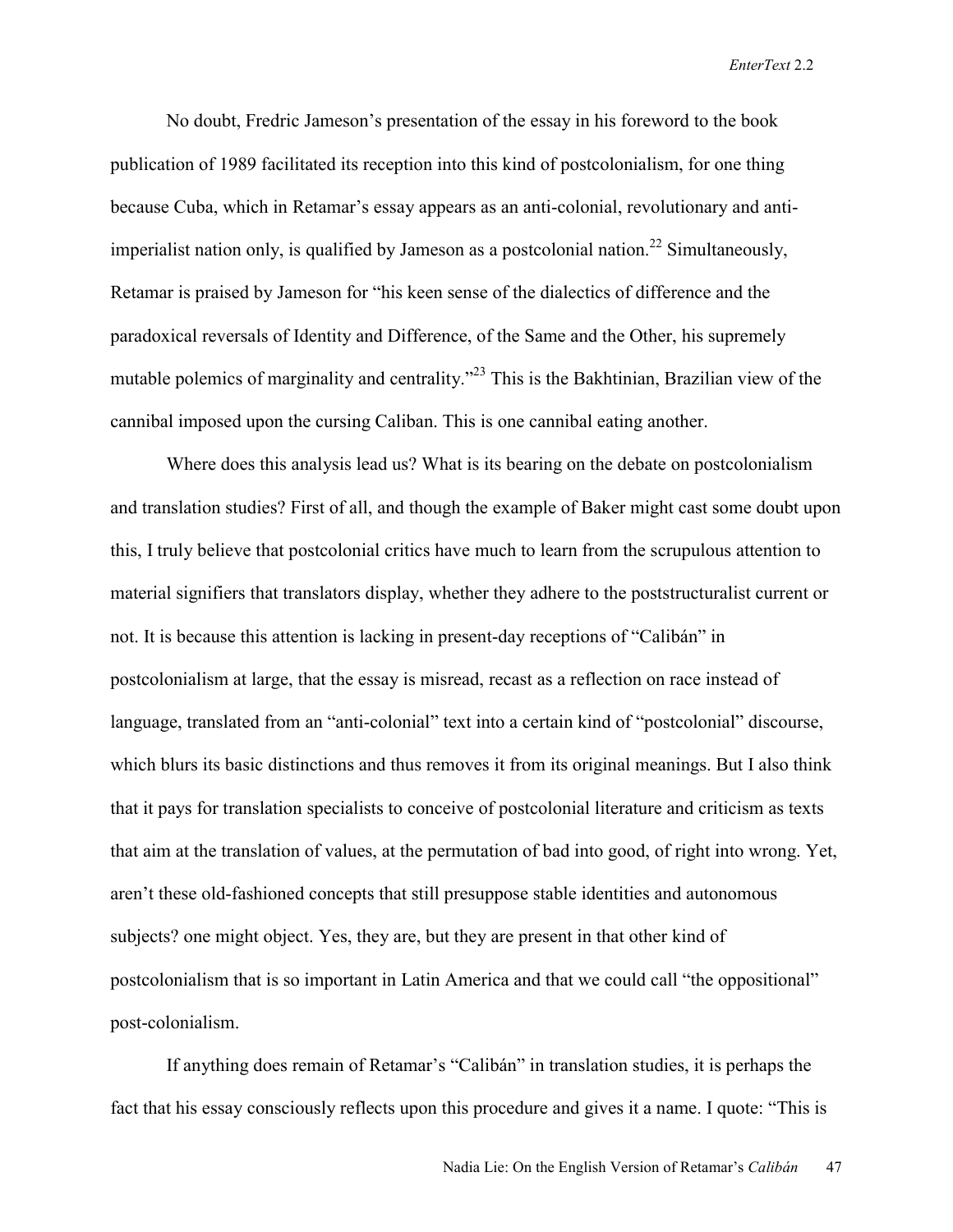No doubt, Fredric Jameson's presentation of the essay in his foreword to the book publication of 1989 facilitated its reception into this kind of postcolonialism, for one thing because Cuba, which in Retamar's essay appears as an anti-colonial, revolutionary and anti-imperialist nation only, is qualified by Jameson as a postcolonial nation.[22] Simultaneously, Retamar is praised by Jameson for "his keen sense of the dialectics of difference and the paradoxical reversals of Identity and Difference, of the Same and the Other, his supremely mutable polemics of marginality and centrality."[23] This is the Bakhtinian, Brazilian view of the cannibal imposed upon the cursing Caliban. This is one cannibal eating another.

Where does this analysis lead us? What is its bearing on the debate on postcolonialism and translation studies? First of all, and though the example of Baker might cast some doubt upon this, I truly believe that postcolonial critics have much to learn from the scrupulous attention to material signifiers that translators display, whether they adhere to the poststructuralist current or not. It is because this attention is lacking in present-day receptions of "Calibán" in postcolonialism at large, that the essay is misread, recast as a reflection on race instead of language, translated from an "anti-colonial" text into a certain kind of "postcolonial" discourse, which blurs its basic distinctions and thus removes it from its original meanings. But I also think that it pays for translation specialists to conceive of postcolonial literature and criticism as texts that aim at the translation of values, at the permutation of bad into good, of right into wrong. Yet, aren't these old-fashioned concepts that still presuppose stable identities and autonomous subjects? one might object. Yes, they are, but they are present in that other kind of postcolonialism that is so important in Latin America and that we could call "the oppositional" post-colonialism.

If anything does remain of Retamar's "Calibán" in translation studies, it is perhaps the fact that his essay consciously reflects upon this procedure and gives it a name. I quote: "This is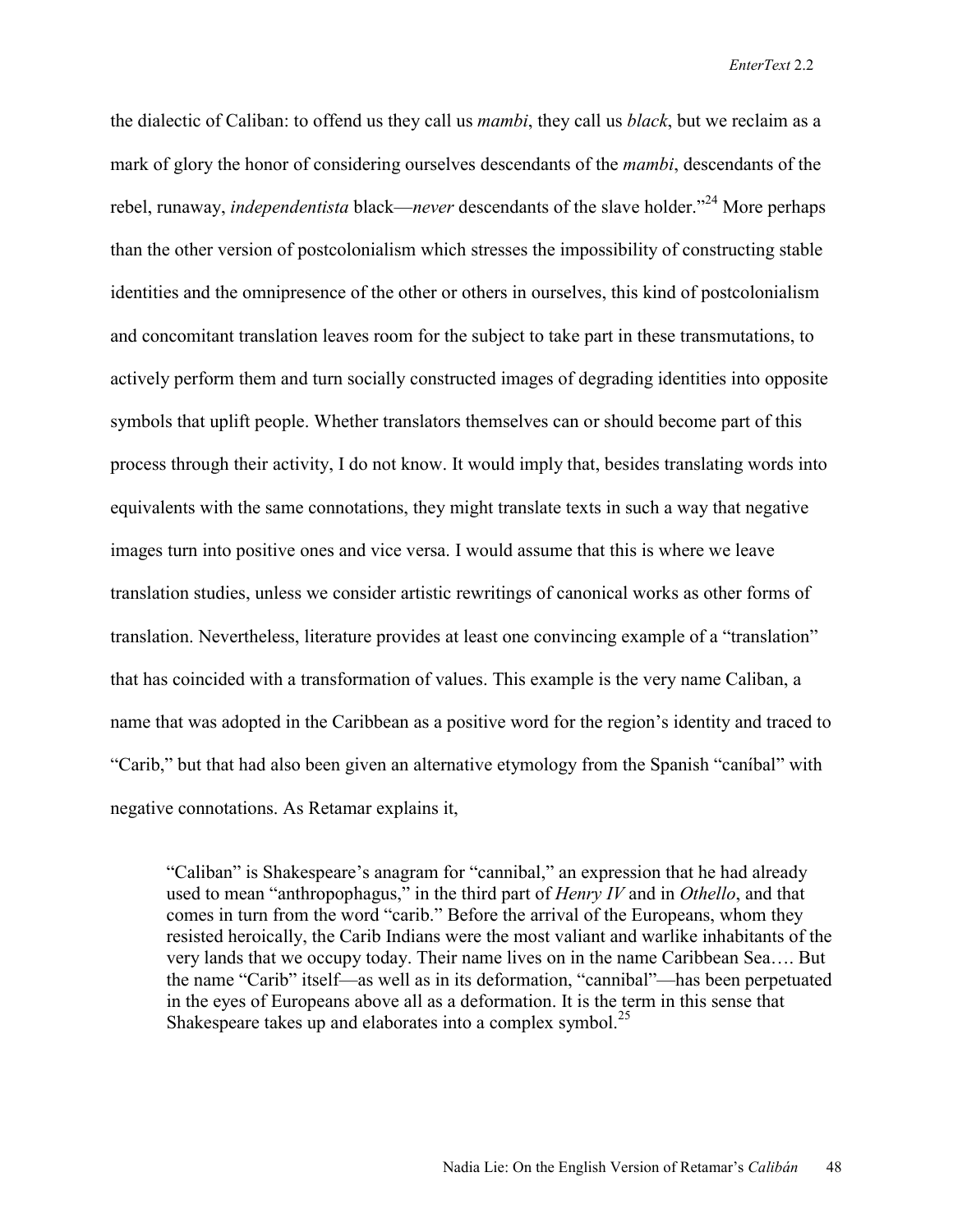the dialectic of Caliban: to offend us they call us *mambi*, they call us *black*, but we reclaim as a mark of glory the honor of considering ourselves descendants of the *mambi*, descendants of the rebel, runaway, *independentista* black—*never* descendants of the slave holder."[24] More perhaps than the other version of postcolonialism which stresses the impossibility of constructing stable identities and the omnipresence of the other or others in ourselves, this kind of postcolonialism and concomitant translation leaves room for the subject to take part in these transmutations, to actively perform them and turn socially constructed images of degrading identities into opposite symbols that uplift people. Whether translators themselves can or should become part of this process through their activity, I do not know. It would imply that, besides translating words into equivalents with the same connotations, they might translate texts in such a way that negative images turn into positive ones and vice versa. I would assume that this is where we leave translation studies, unless we consider artistic rewritings of canonical works as other forms of translation. Nevertheless, literature provides at least one convincing example of a "translation" that has coincided with a transformation of values. This example is the very name Caliban, a name that was adopted in the Caribbean as a positive word for the region's identity and traced to "Carib," but that had also been given an alternative etymology from the Spanish "caníbal" with negative connotations. As Retamar explains it,

> "Caliban" is Shakespeare's anagram for "cannibal," an expression that he had already used to mean "anthropophagus," in the third part of *Henry IV* and in *Othello*, and that comes in turn from the word "carib." Before the arrival of the Europeans, whom they resisted heroically, the Carib Indians were the most valiant and warlike inhabitants of the very lands that we occupy today. Their name lives on in the name Caribbean Sea…. But the name "Carib" itself—as well as in its deformation, "cannibal"—has been perpetuated in the eyes of Europeans above all as a deformation. It is the term in this sense that Shakespeare takes up and elaborates into a complex symbol.[25]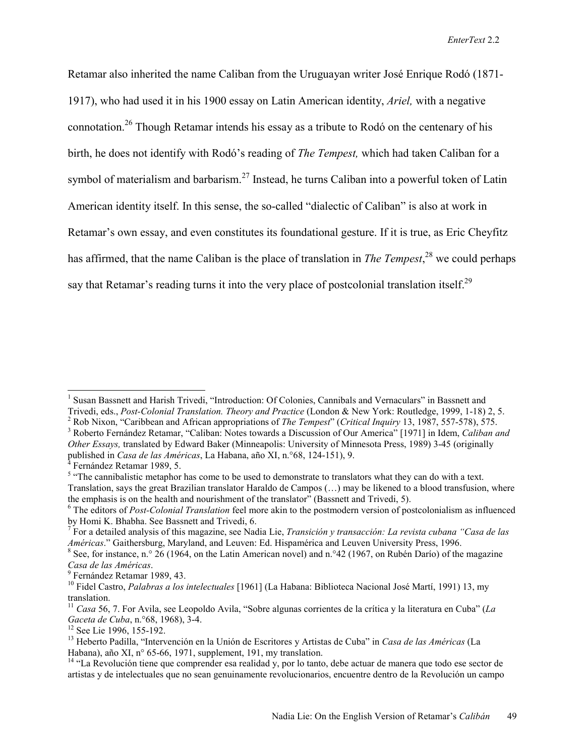Retamar also inherited the name Caliban from the Uruguayan writer José Enrique Rodó (1871-1917), who had used it in his 1900 essay on Latin American identity, *Ariel,* with a negative connotation.[26] Though Retamar intends his essay as a tribute to Rodó on the centenary of his birth, he does not identify with Rodó's reading of *The Tempest,* which had taken Caliban for a symbol of materialism and barbarism.[27] Instead, he turns Caliban into a powerful token of Latin American identity itself. In this sense, the so-called "dialectic of Caliban" is also at work in Retamar's own essay, and even constitutes its foundational gesture. If it is true, as Eric Cheyfitz has affirmed, that the name Caliban is the place of translation in *The Tempest*,[28] we could perhaps say that Retamar's reading turns it into the very place of postcolonial translation itself.[29]

---

[1] Susan Bassnett and Harish Trivedi, "Introduction: Of Colonies, Cannibals and Vernaculars" in Bassnett and Trivedi, eds., *Post-Colonial Translation. Theory and Practice* (London & New York: Routledge, 1999, 1-18) 2, 5.

[2] Rob Nixon, "Caribbean and African appropriations of *The Tempest*" (*Critical Inquiry* 13, 1987, 557-578), 575.

[3] Roberto Fernández Retamar, "Caliban: Notes towards a Discussion of Our America" [1971] in Idem, *Caliban and Other Essays,* translated by Edward Baker (Minneapolis: University of Minnesota Press, 1989) 3-45 (originally published in *Casa de las Américas*, La Habana, año XI, n.°68, 124-151), 9.

[4] Fernández Retamar 1989, 5.

[5] "The cannibalistic metaphor has come to be used to demonstrate to translators what they can do with a text. Translation, says the great Brazilian translator Haraldo de Campos (…) may be likened to a blood transfusion, where the emphasis is on the health and nourishment of the translator" (Bassnett and Trivedi, 5).

[6] The editors of *Post-Colonial Translation* feel more akin to the postmodern version of postcolonialism as influenced by Homi K. Bhabha. See Bassnett and Trivedi, 6.

[7] For a detailed analysis of this magazine, see Nadia Lie, *Transición y transacción: La revista cubana "Casa de las Américas*." Gaithersburg, Maryland, and Leuven: Ed. Hispamérica and Leuven University Press, 1996.

[8] See, for instance, n.° 26 (1964, on the Latin American novel) and n.°42 (1967, on Rubén Darío) of the magazine *Casa de las Américas*.

[9] Fernández Retamar 1989, 43.

[10] Fidel Castro, *Palabras a los intelectuales* [1961] (La Habana: Biblioteca Nacional José Martí, 1991) 13, my translation.

[11] *Casa* 56, 7. For Avila, see Leopoldo Avila, "Sobre algunas corrientes de la crítica y la literatura en Cuba" (*La Gaceta de Cuba*, n.°68, 1968), 3-4.

[12] See Lie 1996, 155-192.

[13] Heberto Padilla, "Intervención en la Unión de Escritores y Artistas de Cuba" in *Casa de las Américas* (La Habana), año XI, n° 65-66, 1971, supplement, 191, my translation.

[14] "La Revolución tiene que comprender esa realidad y, por lo tanto, debe actuar de manera que todo ese sector de artistas y de intelectuales que no sean genuinamente revolucionarios, encuentre dentro de la Revolución un campo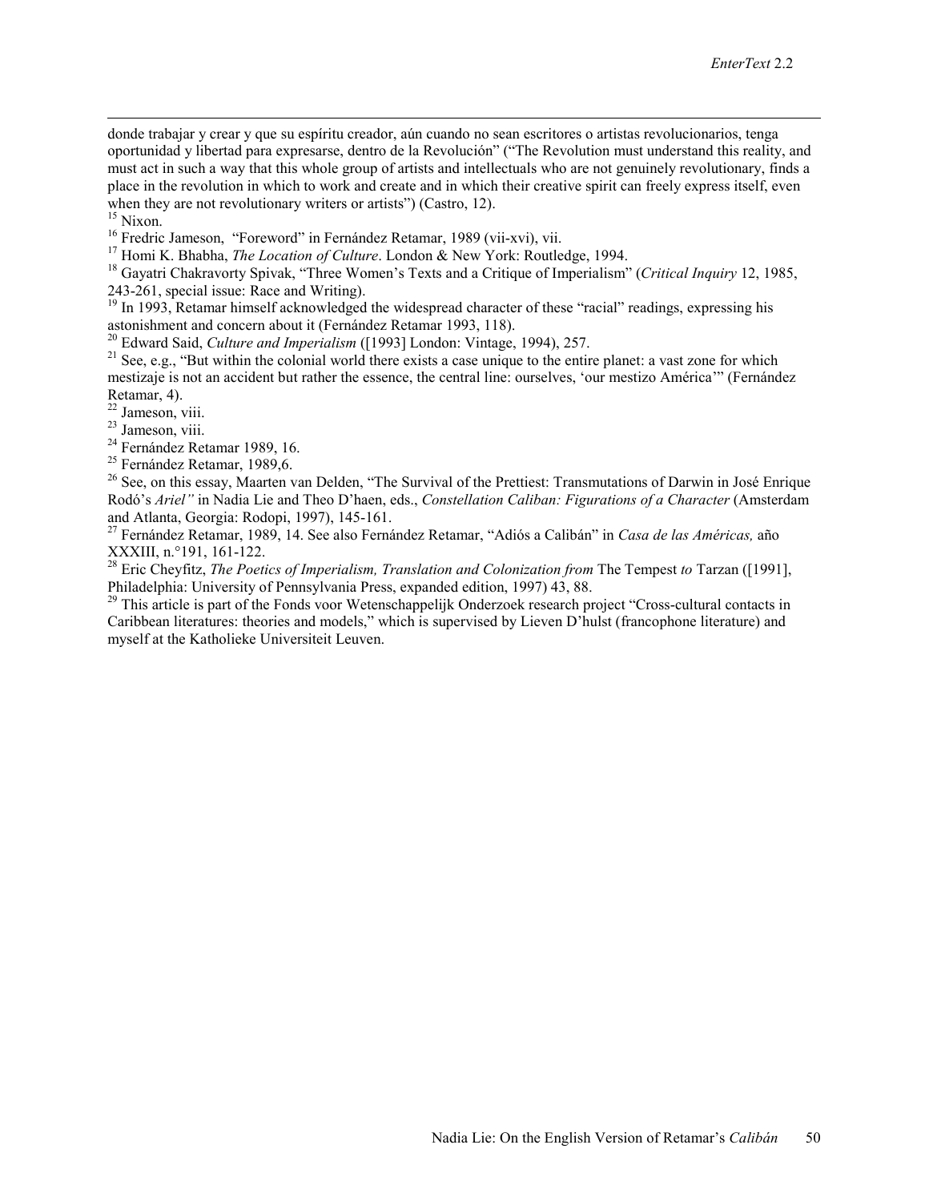donde trabajar y crear y que su espíritu creador, aún cuando no sean escritores o artistas revolucionarios, tenga oportunidad y libertad para expresarse, dentro de la Revolución" ("The Revolution must understand this reality, and must act in such a way that this whole group of artists and intellectuals who are not genuinely revolutionary, finds a place in the revolution in which to work and create and in which their creative spirit can freely express itself, even when they are not revolutionary writers or artists") (Castro, 12).

[15] Nixon.

[16] Fredric Jameson, "Foreword" in Fernández Retamar, 1989 (vii-xvi), vii.

[17] Homi K. Bhabha, *The Location of Culture*. London & New York: Routledge, 1994.

[18] Gayatri Chakravorty Spivak, "Three Women's Texts and a Critique of Imperialism" (*Critical Inquiry* 12, 1985, 243-261, special issue: Race and Writing).

[19] In 1993, Retamar himself acknowledged the widespread character of these "racial" readings, expressing his astonishment and concern about it (Fernández Retamar 1993, 118).

[20] Edward Said, *Culture and Imperialism* ([1993] London: Vintage, 1994), 257.

[21] See, e.g., "But within the colonial world there exists a case unique to the entire planet: a vast zone for which mestizaje is not an accident but rather the essence, the central line: ourselves, 'our mestizo América'" (Fernández Retamar, 4).

[22] Jameson, viii.

[23] Jameson, viii.

[24] Fernández Retamar 1989, 16.

[25] Fernández Retamar, 1989,6.

[26] See, on this essay, Maarten van Delden, "The Survival of the Prettiest: Transmutations of Darwin in José Enrique Rodó's *Ariel"* in Nadia Lie and Theo D'haen, eds., *Constellation Caliban: Figurations of a Character* (Amsterdam and Atlanta, Georgia: Rodopi, 1997), 145-161.

[27] Fernández Retamar, 1989, 14. See also Fernández Retamar, "Adiós a Calibán" in *Casa de las Américas,* año XXXIII, n.°191, 161-122.

[28] Eric Cheyfitz, *The Poetics of Imperialism, Translation and Colonization from* The Tempest *to* Tarzan ([1991], Philadelphia: University of Pennsylvania Press, expanded edition, 1997) 43, 88.

[29] This article is part of the Fonds voor Wetenschappelijk Onderzoek research project "Cross-cultural contacts in Caribbean literatures: theories and models," which is supervised by Lieven D'hulst (francophone literature) and myself at the Katholieke Universiteit Leuven.